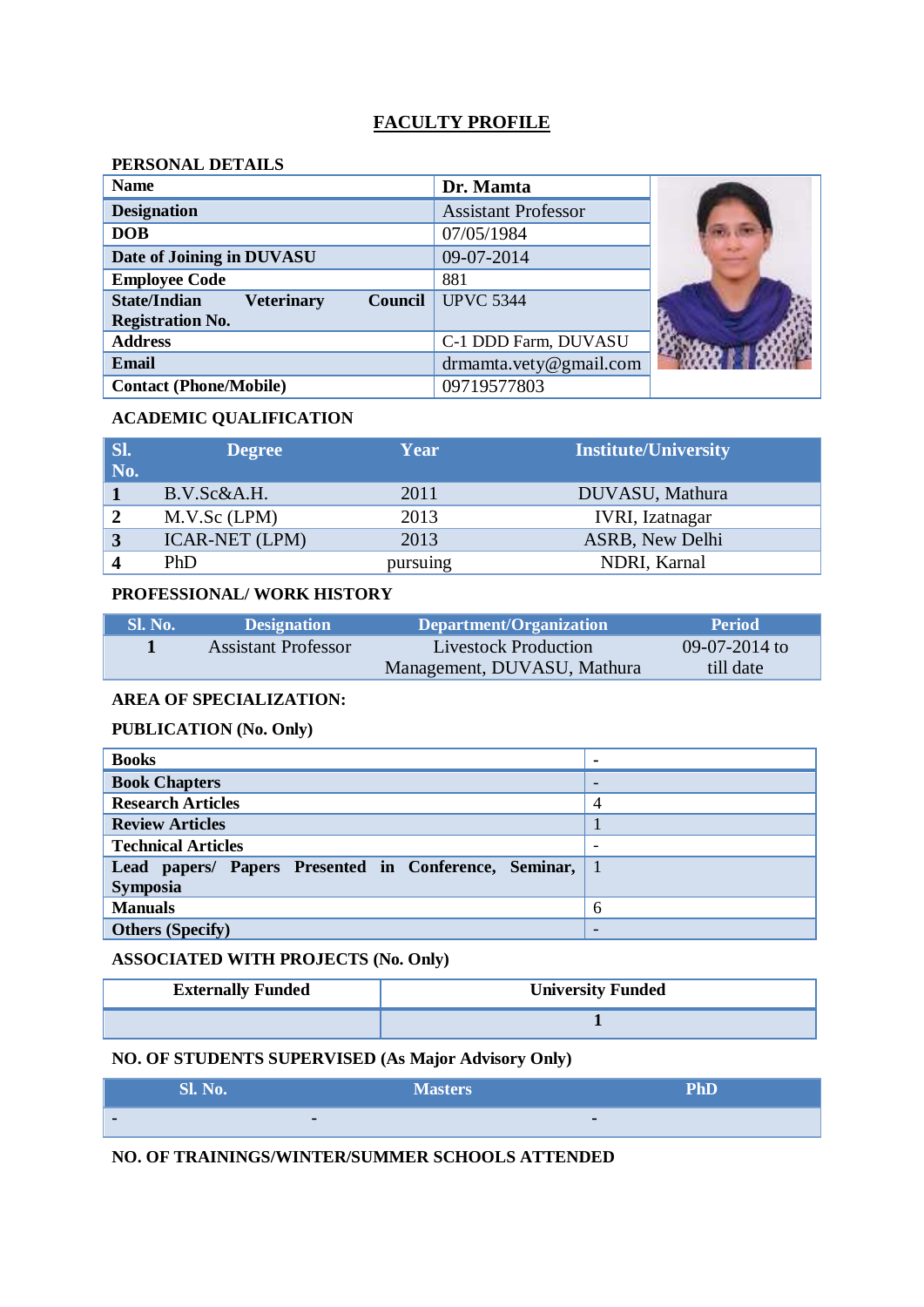# FACULTY PROFILE

## PERSONAL DETAILS

| Name | Dr. Mamta |
|---|---|
| Designation | Assistant Professor |
| DOB | 07/05/1984 |
| Date of Joining in DUVASU | 09-07-2014 |
| Employee Code | 881 |
| State/Indian Veterinary Council Registration No. | UPVC 5344 |
| Address | C-1 DDD Farm, DUVASU |
| Email | drmamta.vety@gmail.com |
| Contact (Phone/Mobile) | 09719577803 |

## ACADEMIC QUALIFICATION

| Sl. No. | Degree | Year | Institute/University |
|---|---|---|---|
| 1 | B.V.Sc&A.H. | 2011 | DUVASU, Mathura |
| 2 | M.V.Sc (LPM) | 2013 | IVRI, Izatnagar |
| 3 | ICAR-NET (LPM) | 2013 | ASRB, New Delhi |
| 4 | PhD | pursuing | NDRI, Karnal |

## PROFESSIONAL/ WORK HISTORY

| Sl. No. | Designation | Department/Organization | Period |
|---|---|---|---|
| 1 | Assistant Professor | Livestock Production Management, DUVASU, Mathura | 09-07-2014 to till date |

## AREA OF SPECIALIZATION:

## PUBLICATION (No. Only)

| Books | - |
|---|---|
| Book Chapters | - |
| Research Articles | 4 |
| Review Articles | 1 |
| Technical Articles | - |
| Lead papers/ Papers Presented in Conference, Seminar, Symposia | 1 |
| Manuals | 6 |
| Others (Specify) | - |

## ASSOCIATED WITH PROJECTS (No. Only)

| Externally Funded | University Funded |
|---|---|
| | 1 |

## NO. OF STUDENTS SUPERVISED (As Major Advisory Only)

| Sl. No. | Masters | PhD |
|---|---|---|
| - | - | - |

## NO. OF TRAININGS/WINTER/SUMMER SCHOOLS ATTENDED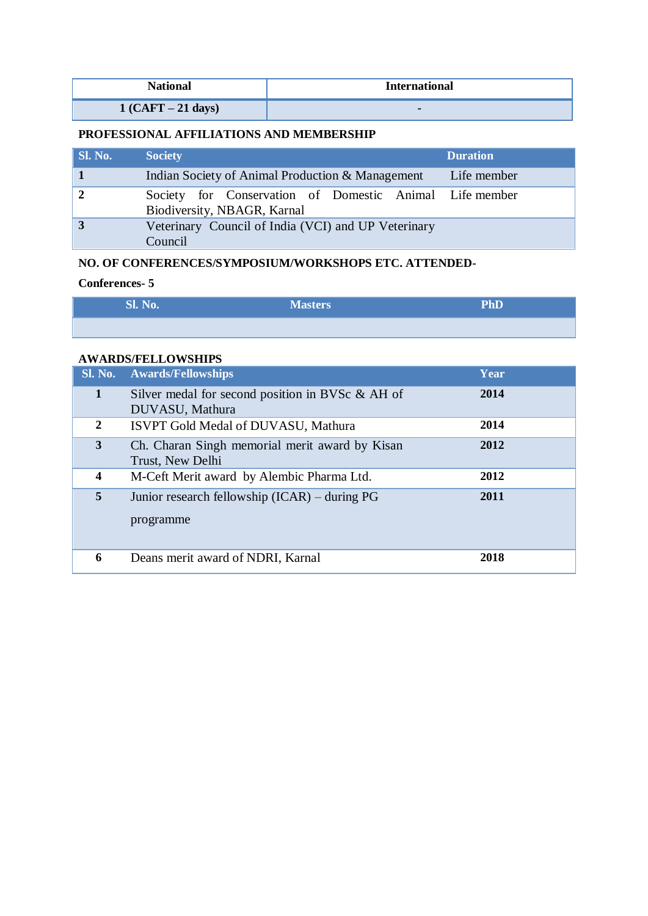| National | International |
|---|---|
| 1 (CAFT – 21 days) | - |

**PROFESSIONAL AFFILIATIONS AND MEMBERSHIP**

| Sl. No. | Society | Duration |
|---|---|---|
| 1 | Indian Society of Animal Production & Management | Life member |
| 2 | Society for Conservation of Domestic Animal Biodiversity, NBAGR, Karnal | Life member |
| 3 | Veterinary Council of India (VCI) and UP Veterinary Council | |

**NO. OF CONFERENCES/SYMPOSIUM/WORKSHOPS ETC. ATTENDED-**

**Conferences- 5**

| Sl. No. | Masters | PhD |
|---|---|---|
| | | |

**AWARDS/FELLOWSHIPS**

| Sl. No. | Awards/Fellowships | Year |
|---|---|---|
| 1 | Silver medal for second position in BVSc & AH of DUVASU, Mathura | 2014 |
| 2 | ISVPT Gold Medal of DUVASU, Mathura | 2014 |
| 3 | Ch. Charan Singh memorial merit award by Kisan Trust, New Delhi | 2012 |
| 4 | M-Ceft Merit award by Alembic Pharma Ltd. | 2012 |
| 5 | Junior research fellowship (ICAR) – during PG programme | 2011 |
| 6 | Deans merit award of NDRI, Karnal | 2018 |